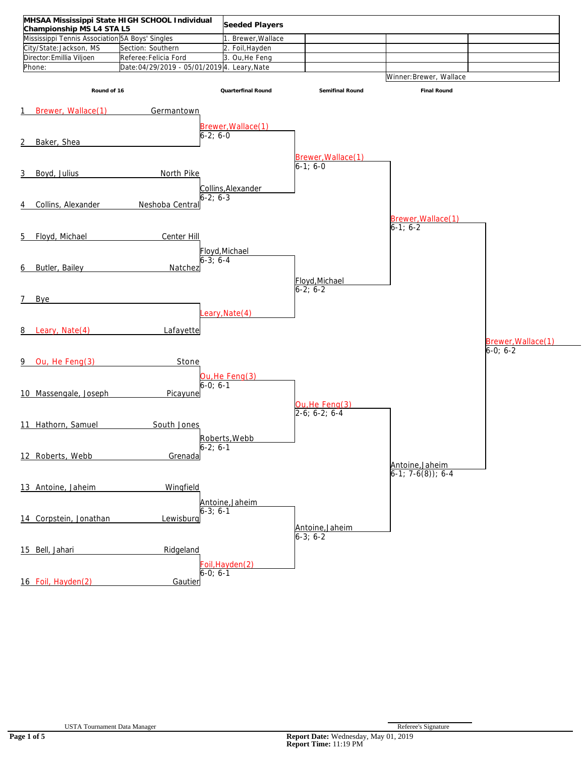**MHSAA Mississippi State HIGH SCHOOL Individual Championship MS L4 STA L5**

| | | Seeded Players |
|---|---|---|
| Mississippi Tennis Association | 5A Boys' Singles | 1. Brewer,Wallace |
| City/State: Jackson, MS | Section: Southern | 2. Foil,Hayden |
| Director: Emillia Viljoen | Referee: Felicia Ford | 3. Ou,He Feng |
| Phone: | Date: 04/29/2019 - 05/01/2019 | 4. Leary,Nate |

Winner: Brewer, Wallace

## Round of 16

| # | Player | School |
|---|---|---|
| 1 | Brewer, Wallace(1) | Germantown |
| 2 | Baker, Shea | |
| 3 | Boyd, Julius | North Pike |
| 4 | Collins, Alexander | Neshoba Central |
| 5 | Floyd, Michael | Center Hill |
| 6 | Butler, Bailey | Natchez |
| 7 | Bye | |
| 8 | Leary, Nate(4) | Lafayette |
| 9 | Ou, He Feng(3) | Stone |
| 10 | Massengale, Joseph | Picayune |
| 11 | Hathorn, Samuel | South Jones |
| 12 | Roberts, Webb | Grenada |
| 13 | Antoine, Jaheim | Wingfield |
| 14 | Corpstein, Jonathan | Lewisburg |
| 15 | Bell, Jahari | Ridgeland |
| 16 | Foil, Hayden(2) | Gautier |

## Quarterfinal Round

| Winner | Score |
|---|---|
| Brewer,Wallace(1) | 6-2; 6-0 |
| Collins,Alexander | 6-2; 6-3 |
| Floyd,Michael | 6-3; 6-4 |
| Leary,Nate(4) | |
| Ou,He Feng(3) | 6-0; 6-1 |
| Roberts,Webb | 6-2; 6-1 |
| Antoine,Jaheim | 6-3; 6-1 |
| Foil,Hayden(2) | 6-0; 6-1 |

## Semifinal Round

| Winner | Score |
|---|---|
| Brewer,Wallace(1) | 6-1; 6-0 |
| Floyd,Michael | 6-2; 6-2 |
| Ou,He Feng(3) | 2-6; 6-2; 6-4 |
| Antoine,Jaheim | 6-3; 6-2 |

## Final Round

| Winner | Score |
|---|---|
| Brewer,Wallace(1) | 6-1; 6-2 |
| Antoine,Jaheim | 6-1; 7-6(8)); 6-4 |

**Champion:** Brewer,Wallace(1) — 6-0; 6-2

USTA Tournament Data Manager

Referee's Signature

**Report Date:** Wednesday, May 01, 2019
**Report Time:** 11:19 PM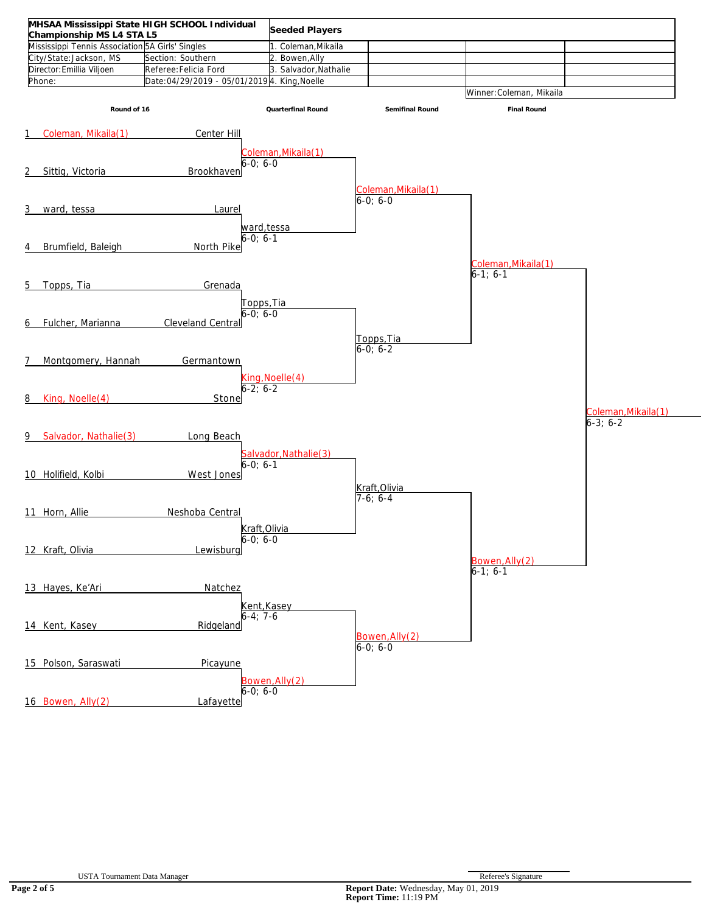## MHSAA Mississippi State HIGH SCHOOL Individual Championship MS L4 STA L5

| | | Seeded Players |
|---|---|---|
| Mississippi Tennis Association | 5A Girls' Singles | 1. Coleman,Mikaila |
| City/State: Jackson, MS | Section: Southern | 2. Bowen,Ally |
| Director: Emillia Viljoen | Referee: Felicia Ford | 3. Salvador,Nathalie |
| Phone: | Date: 04/29/2019 - 05/01/2019 | 4. King,Noelle |

Winner: Coleman, Mikaila

### Round of 16

| # | Player | School |
|---|---|---|
| 1 | Coleman, Mikaila(1) | Center Hill |
| 2 | Sittig, Victoria | Brookhaven |
| 3 | ward, tessa | Laurel |
| 4 | Brumfield, Baleigh | North Pike |
| 5 | Topps, Tia | Grenada |
| 6 | Fulcher, Marianna | Cleveland Central |
| 7 | Montgomery, Hannah | Germantown |
| 8 | King, Noelle(4) | Stone |
| 9 | Salvador, Nathalie(3) | Long Beach |
| 10 | Holifield, Kolbi | West Jones |
| 11 | Horn, Allie | Neshoba Central |
| 12 | Kraft, Olivia | Lewisburg |
| 13 | Hayes, Ke'Ari | Natchez |
| 14 | Kent, Kasey | Ridgeland |
| 15 | Polson, Saraswati | Picayune |
| 16 | Bowen, Ally(2) | Lafayette |

### Quarterfinal Round

- Coleman,Mikaila(1) 6-0; 6-0
- ward,tessa 6-0; 6-1
- Topps,Tia 6-0; 6-0
- King,Noelle(4) 6-2; 6-2
- Salvador,Nathalie(3) 6-0; 6-1
- Kraft,Olivia 6-0; 6-0
- Kent,Kasey 6-4; 7-6
- Bowen,Ally(2) 6-0; 6-0

### Semifinal Round

- Coleman,Mikaila(1) 6-0; 6-0
- Topps,Tia 6-0; 6-2
- Kraft,Olivia 7-6; 6-4
- Bowen,Ally(2) 6-0; 6-0

### Final Round

- Coleman,Mikaila(1) 6-1; 6-1
- Bowen,Ally(2) 6-1; 6-1

### Winner

Coleman,Mikaila(1) 6-3; 6-2

USTA Tournament Data Manager

Referee's Signature

**Report Date:** Wednesday, May 01, 2019
**Report Time:** 11:19 PM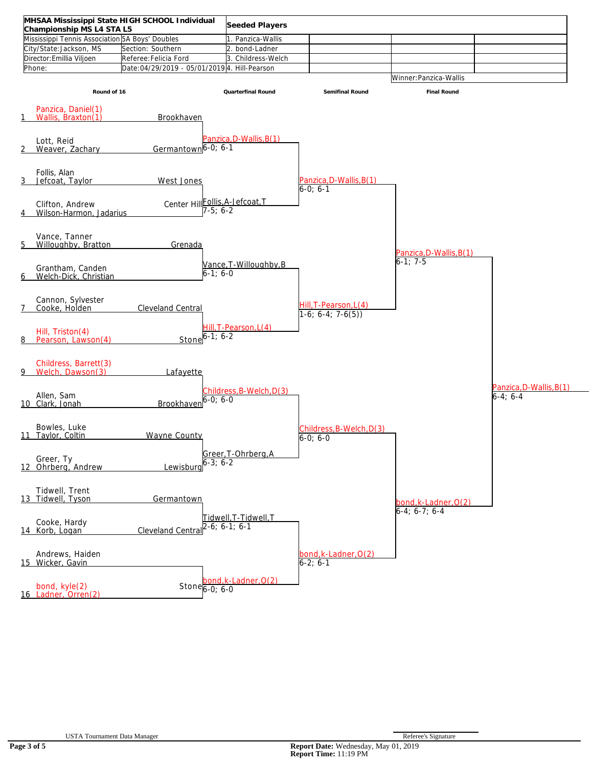| MHSAA Mississippi State HIGH SCHOOL Individual Championship MS L4 STA L5 | | Seeded Players |
|---|---|---|
| Mississippi Tennis Association | 5A Boys' Doubles | 1. Panzica-Wallis |
| City/State: Jackson, MS | Section: Southern | 2. bond-Ladner |
| Director: Emillia Viljoen | Referee: Felicia Ford | 3. Childress-Welch |
| Phone: | Date: 04/29/2019 - 05/01/2019 | 4. Hill-Pearson |

Winner: Panzica-Wallis

## Round of 16

| # | Players | School |
|---|---|---|
| 1 | Panzica, Daniel(1) / Wallis, Braxton(1) | Brookhaven |
| 2 | Lott, Reid / Weaver, Zachary | Germantown |
| 3 | Follis, Alan / Jefcoat, Taylor | West Jones |
| 4 | Clifton, Andrew / Wilson-Harmon, Jadarius | Center Hill |
| 5 | Vance, Tanner / Willoughby, Bratton | Grenada |
| 6 | Grantham, Canden / Welch-Dick, Christian | |
| 7 | Cannon, Sylvester / Cooke, Holden | Cleveland Central |
| 8 | Hill, Triston(4) / Pearson, Lawson(4) | Stone |
| 9 | Childress, Barrett(3) / Welch, Dawson(3) | Lafayette |
| 10 | Allen, Sam / Clark, Jonah | Brookhaven |
| 11 | Bowles, Luke / Taylor, Coltin | Wayne County |
| 12 | Greer, Ty / Ohrberg, Andrew | Lewisburg |
| 13 | Tidwell, Trent / Tidwell, Tyson | Germantown |
| 14 | Cooke, Hardy / Korb, Logan | Cleveland Central |
| 15 | Andrews, Haiden / Wicker, Gavin | |
| 16 | bond, kyle(2) / Ladner, Orren(2) | Stone |

## Quarterfinal Round

| Winner | Score |
|---|---|
| Panzica,D-Wallis,B(1) | 6-0; 6-1 |
| Follis,A-Jefcoat,T | 7-5; 6-2 |
| Vance,T-Willoughby,B | 6-1; 6-0 |
| Hill,T-Pearson,L(4) | 6-1; 6-2 |
| Childress,B-Welch,D(3) | 6-0; 6-0 |
| Greer,T-Ohrberg,A | 6-3; 6-2 |
| Tidwell,T-Tidwell,T | 2-6; 6-1; 6-1 |
| bond,k-Ladner,O(2) | 6-0; 6-0 |

## Semifinal Round

| Winner | Score |
|---|---|
| Panzica,D-Wallis,B(1) | 6-0; 6-1 |
| Hill,T-Pearson,L(4) | 1-6; 6-4; 7-6(5)) |
| Childress,B-Welch,D(3) | 6-0; 6-0 |
| bond,k-Ladner,O(2) | 6-2; 6-1 |

## Final Round

| Winner | Score |
|---|---|
| Panzica,D-Wallis,B(1) | 6-1; 7-5 |
| bond,k-Ladner,O(2) | 6-4; 6-7; 6-4 |

**Champion:** Panzica,D-Wallis,B(1) — 6-4; 6-4

USTA Tournament Data Manager

Referee's Signature

**Report Date:** Wednesday, May 01, 2019
**Report Time:** 11:19 PM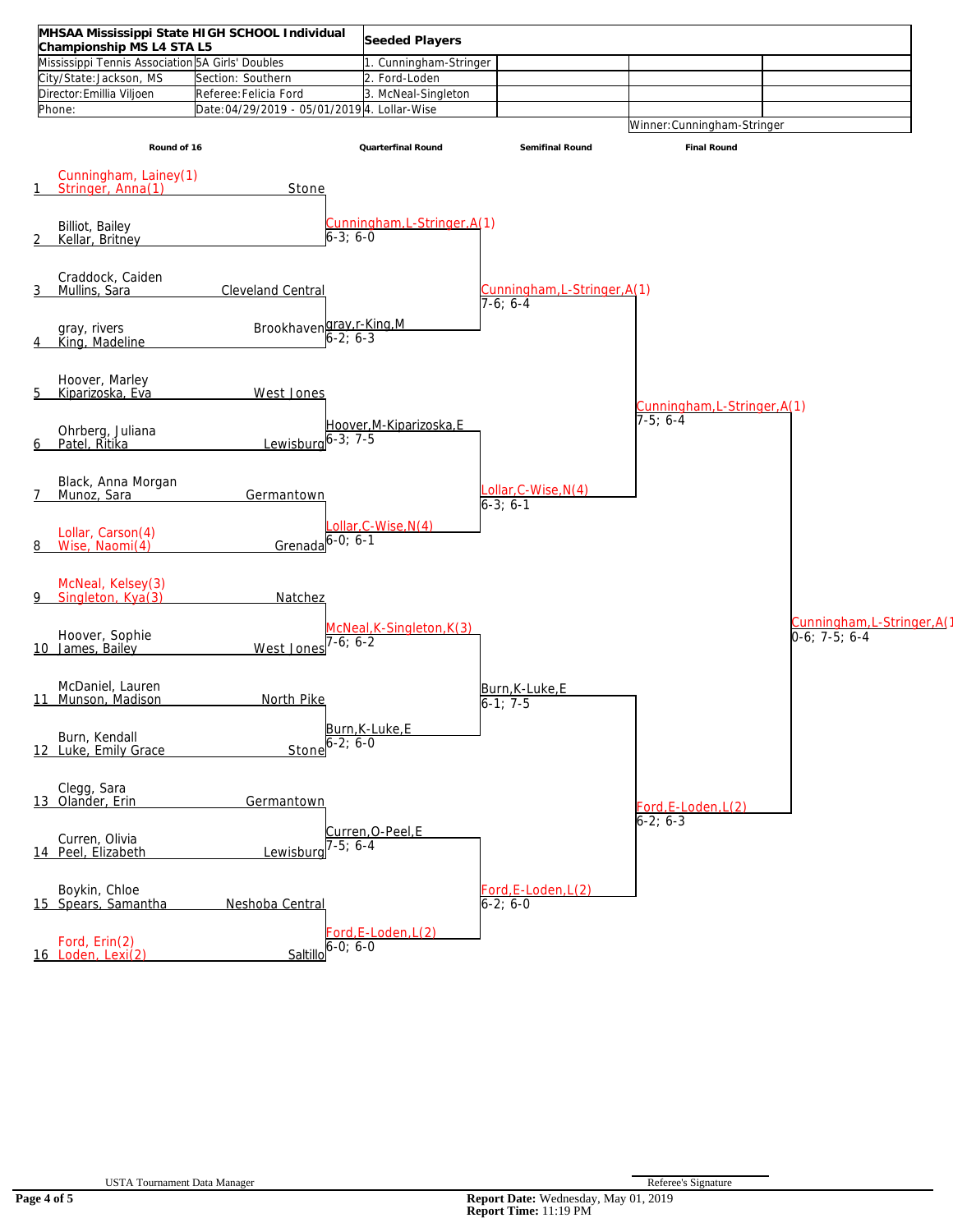| MHSAA Mississippi State HIGH SCHOOL Individual Championship MS L4 STA L5 | | Seeded Players | | | |
|---|---|---|---|---|---|
| Mississippi Tennis Association | 5A Girls' Doubles | 1. Cunningham-Stringer | | | |
| City/State: Jackson, MS | Section: Southern | 2. Ford-Loden | | | |
| Director: Emillia Viljoen | Referee: Felicia Ford | 3. McNeal-Singleton | | | |
| Phone: | Date: 04/29/2019 - 05/01/2019 | 4. Lollar-Wise | | | |
| | | | | Winner: Cunningham-Stringer | |

| Round of 16 | | Quarterfinal Round | Semifinal Round | Final Round | |
|---|---|---|---|---|---|
| 1 Cunningham, Lainey(1) / Stringer, Anna(1) | Stone | | | | |
| | | Cunningham,L-Stringer,A(1) 6-3; 6-0 | | | |
| 2 Billiot, Bailey / Kellar, Britney | | | | | |
| | | | Cunningham,L-Stringer,A(1) 7-6; 6-4 | | |
| 3 Craddock, Caiden / Mullins, Sara | Cleveland Central | | | | |
| | | gray,r-King,M 6-2; 6-3 | | | |
| 4 gray, rivers / King, Madeline | Brookhaven | | | | |
| | | | | Cunningham,L-Stringer,A(1) 7-5; 6-4 | |
| 5 Hoover, Marley / Kiparizoska, Eva | West Jones | | | | |
| | | Hoover,M-Kiparizoska,E 6-3; 7-5 | | | |
| 6 Ohrberg, Juliana / Patel, Ritika | Lewisburg | | | | |
| | | | Lollar,C-Wise,N(4) 6-3; 6-1 | | |
| 7 Black, Anna Morgan / Munoz, Sara | Germantown | | | | |
| | | Lollar,C-Wise,N(4) 6-0; 6-1 | | | |
| 8 Lollar, Carson(4) / Wise, Naomi(4) | Grenada | | | | |
| | | | | | Cunningham,L-Stringer,A(1) 0-6; 7-5; 6-4 |
| 9 McNeal, Kelsey(3) / Singleton, Kya(3) | Natchez | | | | |
| | | McNeal,K-Singleton,K(3) 7-6; 6-2 | | | |
| 10 Hoover, Sophie / James, Bailey | West Jones | | | | |
| | | | Burn,K-Luke,E 6-1; 7-5 | | |
| 11 McDaniel, Lauren / Munson, Madison | North Pike | | | | |
| | | Burn,K-Luke,E 6-2; 6-0 | | | |
| 12 Burn, Kendall / Luke, Emily Grace | Stone | | | | |
| | | | | Ford,E-Loden,L(2) 6-2; 6-3 | |
| 13 Clegg, Sara / Olander, Erin | Germantown | | | | |
| | | Curren,O-Peel,E 7-5; 6-4 | | | |
| 14 Curren, Olivia / Peel, Elizabeth | Lewisburg | | | | |
| | | | Ford,E-Loden,L(2) 6-2; 6-0 | | |
| 15 Boykin, Chloe / Spears, Samantha | Neshoba Central | | | | |
| | | Ford,E-Loden,L(2) 6-0; 6-0 | | | |
| 16 Ford, Erin(2) / Loden, Lexi(2) | Saltillo | | | | |

USTA Tournament Data Manager

Referee's Signature

**Report Date:** Wednesday, May 01, 2019
**Report Time:** 11:19 PM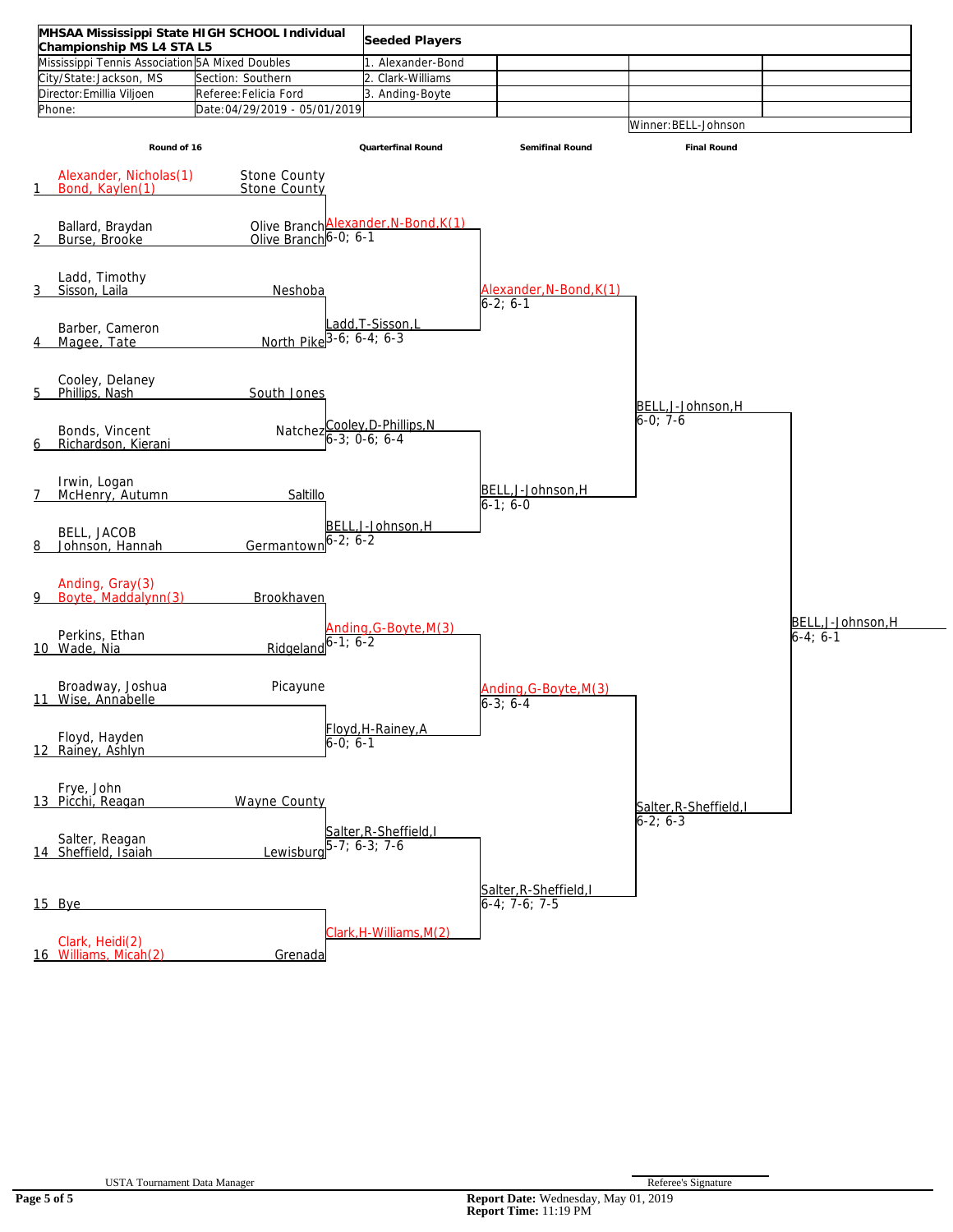| MHSAA Mississippi State HIGH SCHOOL Individual Championship MS L4 STA L5 | | Seeded Players | | | |
|---|---|---|---|---|---|
| Mississippi Tennis Association | 5A Mixed Doubles | 1. Alexander-Bond | | | |
| City/State: Jackson, MS | Section: Southern | 2. Clark-Williams | | | |
| Director: Emillia Viljoen | Referee: Felicia Ford | 3. Anding-Boyte | | | |
| Phone: | Date: 04/29/2019 - 05/01/2019 | | | | |
| | | | | Winner: BELL-Johnson | |

**Round of 16** | **Quarterfinal Round** | **Semifinal Round** | **Final Round**

## Round of 16

1. Alexander, Nicholas(1) / Bond, Kaylen(1) — Stone County / Stone County
2. Ballard, Braydan / Burse, Brooke — Olive Branch / Olive Branch
3. Ladd, Timothy / Sisson, Laila — Neshoba
4. Barber, Cameron / Magee, Tate — North Pike
5. Cooley, Delaney / Phillips, Nash — South Jones
6. Bonds, Vincent / Richardson, Kierani — Natchez
7. Irwin, Logan / McHenry, Autumn — Saltillo
8. BELL, JACOB / Johnson, Hannah — Germantown
9. Anding, Gray(3) / Boyte, Maddalynn(3) — Brookhaven
10. Perkins, Ethan / Wade, Nia — Ridgeland
11. Broadway, Joshua / Wise, Annabelle — Picayune
12. Floyd, Hayden / Rainey, Ashlyn
13. Frye, John / Picchi, Reagan — Wayne County
14. Salter, Reagan / Sheffield, Isaiah — Lewisburg
15. Bye
16. Clark, Heidi(2) / Williams, Micah(2) — Grenada

## Quarterfinal Round

- Alexander,N-Bond,K(1) 6-0; 6-1
- Ladd,T-Sisson,L 3-6; 6-4; 6-3
- Cooley,D-Phillips,N 6-3; 0-6; 6-4
- BELL,J-Johnson,H 6-2; 6-2
- Anding,G-Boyte,M(3) 6-1; 6-2
- Floyd,H-Rainey,A 6-0; 6-1
- Salter,R-Sheffield,I 5-7; 6-3; 7-6
- Clark,H-Williams,M(2)

## Semifinal Round

- Alexander,N-Bond,K(1) 6-2; 6-1
- BELL,J-Johnson,H 6-1; 6-0
- Anding,G-Boyte,M(3) 6-3; 6-4
- Salter,R-Sheffield,I 6-4; 7-6; 7-5

## Final Round

- BELL,J-Johnson,H 6-0; 7-6
- Salter,R-Sheffield,I 6-2; 6-3

## Winner

BELL,J-Johnson,H 6-4; 6-1

USTA Tournament Data Manager

Referee's Signature

**Report Date:** Wednesday, May 01, 2019
**Report Time:** 11:19 PM